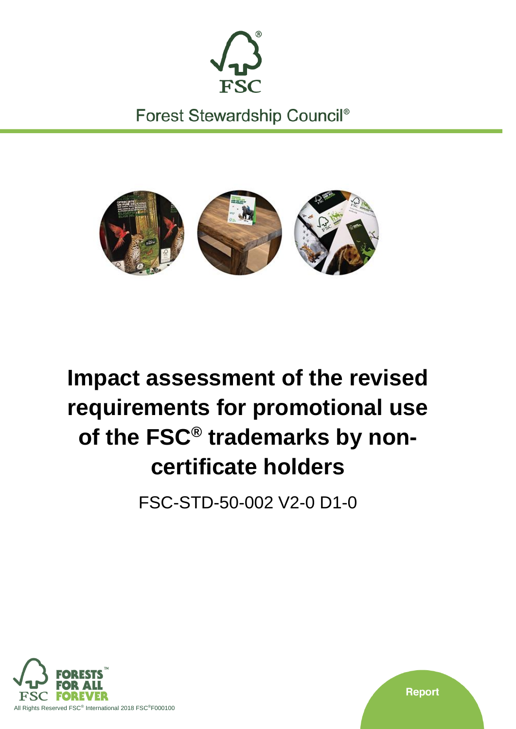Forest Stewardship Council®

# Impact assessment of the revised requirements for promotional use of the FSC® trademarks by non-certificate holders

FSC-STD-50-002 V2-0 D1-0

FORESTS FOR ALL FOREVER

All Rights Reserved FSC® International 2018 FSC®F000100

Report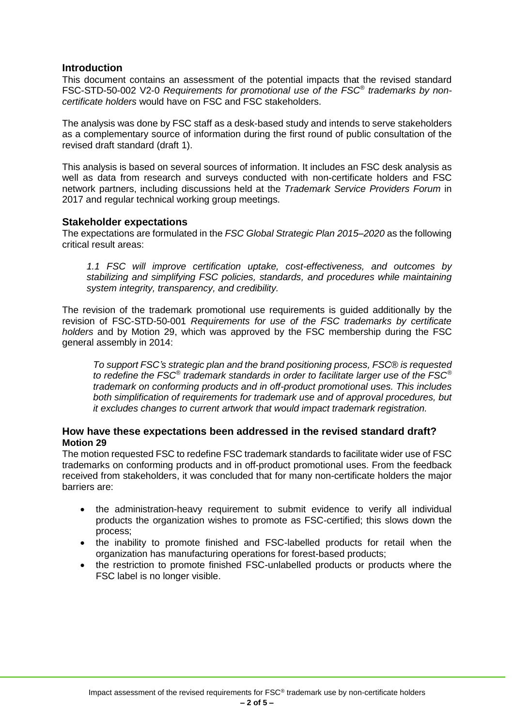## Introduction

This document contains an assessment of the potential impacts that the revised standard FSC-STD-50-002 V2-0 *Requirements for promotional use of the FSC® trademarks by non-certificate holders* would have on FSC and FSC stakeholders.

The analysis was done by FSC staff as a desk-based study and intends to serve stakeholders as a complementary source of information during the first round of public consultation of the revised draft standard (draft 1).

This analysis is based on several sources of information. It includes an FSC desk analysis as well as data from research and surveys conducted with non-certificate holders and FSC network partners, including discussions held at the *Trademark Service Providers Forum* in 2017 and regular technical working group meetings.

## Stakeholder expectations

The expectations are formulated in the *FSC Global Strategic Plan 2015–2020* as the following critical result areas:

> *1.1 FSC will improve certification uptake, cost-effectiveness, and outcomes by stabilizing and simplifying FSC policies, standards, and procedures while maintaining system integrity, transparency, and credibility.*

The revision of the trademark promotional use requirements is guided additionally by the revision of FSC-STD-50-001 *Requirements for use of the FSC trademarks by certificate holders* and by Motion 29, which was approved by the FSC membership during the FSC general assembly in 2014:

> *To support FSC's strategic plan and the brand positioning process, FSC® is requested to redefine the FSC® trademark standards in order to facilitate larger use of the FSC® trademark on conforming products and in off-product promotional uses. This includes both simplification of requirements for trademark use and of approval procedures, but it excludes changes to current artwork that would impact trademark registration.*

## How have these expectations been addressed in the revised standard draft?

### Motion 29

The motion requested FSC to redefine FSC trademark standards to facilitate wider use of FSC trademarks on conforming products and in off-product promotional uses. From the feedback received from stakeholders, it was concluded that for many non-certificate holders the major barriers are:

- the administration-heavy requirement to submit evidence to verify all individual products the organization wishes to promote as FSC-certified; this slows down the process;
- the inability to promote finished and FSC-labelled products for retail when the organization has manufacturing operations for forest-based products;
- the restriction to promote finished FSC-unlabelled products or products where the FSC label is no longer visible.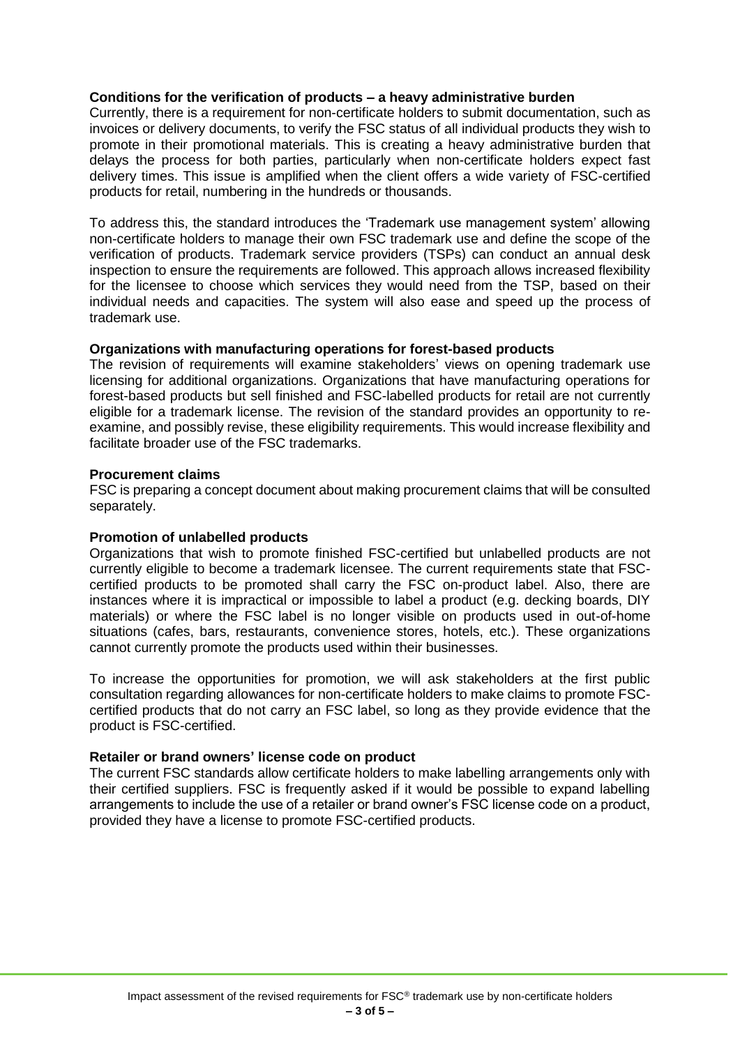**Conditions for the verification of products – a heavy administrative burden**

Currently, there is a requirement for non-certificate holders to submit documentation, such as invoices or delivery documents, to verify the FSC status of all individual products they wish to promote in their promotional materials. This is creating a heavy administrative burden that delays the process for both parties, particularly when non-certificate holders expect fast delivery times. This issue is amplified when the client offers a wide variety of FSC-certified products for retail, numbering in the hundreds or thousands.

To address this, the standard introduces the 'Trademark use management system' allowing non-certificate holders to manage their own FSC trademark use and define the scope of the verification of products. Trademark service providers (TSPs) can conduct an annual desk inspection to ensure the requirements are followed. This approach allows increased flexibility for the licensee to choose which services they would need from the TSP, based on their individual needs and capacities. The system will also ease and speed up the process of trademark use.

**Organizations with manufacturing operations for forest-based products**

The revision of requirements will examine stakeholders' views on opening trademark use licensing for additional organizations. Organizations that have manufacturing operations for forest-based products but sell finished and FSC-labelled products for retail are not currently eligible for a trademark license. The revision of the standard provides an opportunity to re-examine, and possibly revise, these eligibility requirements. This would increase flexibility and facilitate broader use of the FSC trademarks.

**Procurement claims**

FSC is preparing a concept document about making procurement claims that will be consulted separately.

**Promotion of unlabelled products**

Organizations that wish to promote finished FSC-certified but unlabelled products are not currently eligible to become a trademark licensee. The current requirements state that FSC-certified products to be promoted shall carry the FSC on-product label. Also, there are instances where it is impractical or impossible to label a product (e.g. decking boards, DIY materials) or where the FSC label is no longer visible on products used in out-of-home situations (cafes, bars, restaurants, convenience stores, hotels, etc.). These organizations cannot currently promote the products used within their businesses.

To increase the opportunities for promotion, we will ask stakeholders at the first public consultation regarding allowances for non-certificate holders to make claims to promote FSC-certified products that do not carry an FSC label, so long as they provide evidence that the product is FSC-certified.

**Retailer or brand owners' license code on product**

The current FSC standards allow certificate holders to make labelling arrangements only with their certified suppliers. FSC is frequently asked if it would be possible to expand labelling arrangements to include the use of a retailer or brand owner's FSC license code on a product, provided they have a license to promote FSC-certified products.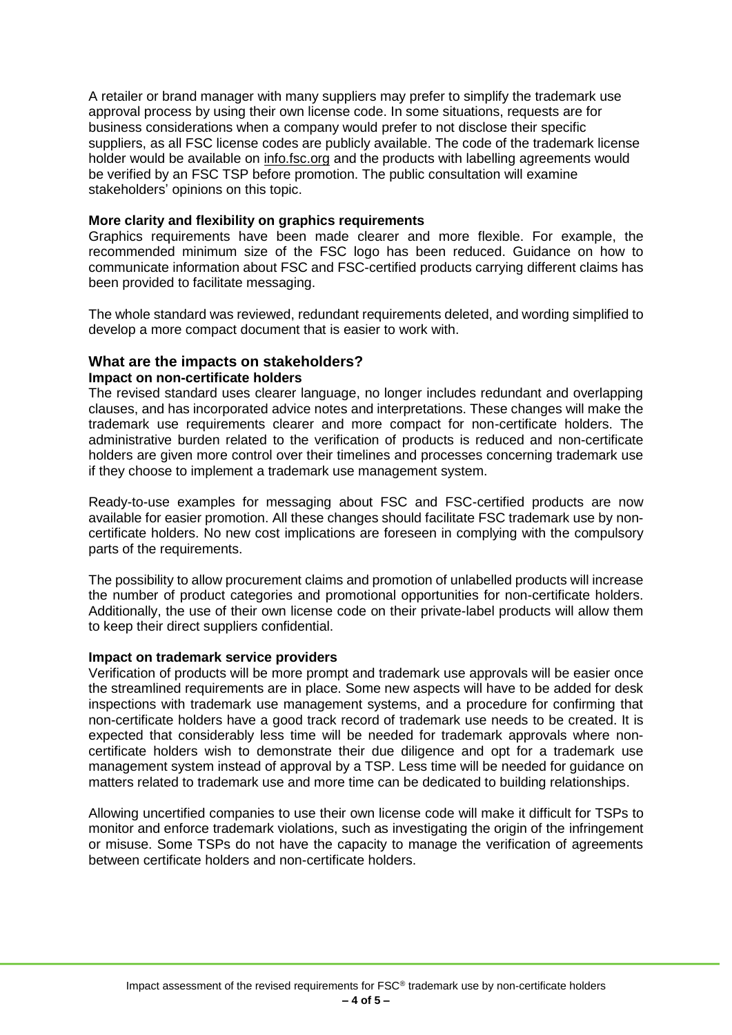A retailer or brand manager with many suppliers may prefer to simplify the trademark use approval process by using their own license code. In some situations, requests are for business considerations when a company would prefer to not disclose their specific suppliers, as all FSC license codes are publicly available. The code of the trademark license holder would be available on info.fsc.org and the products with labelling agreements would be verified by an FSC TSP before promotion. The public consultation will examine stakeholders' opinions on this topic.

**More clarity and flexibility on graphics requirements**

Graphics requirements have been made clearer and more flexible. For example, the recommended minimum size of the FSC logo has been reduced. Guidance on how to communicate information about FSC and FSC-certified products carrying different claims has been provided to facilitate messaging.

The whole standard was reviewed, redundant requirements deleted, and wording simplified to develop a more compact document that is easier to work with.

## What are the impacts on stakeholders?

**Impact on non-certificate holders**

The revised standard uses clearer language, no longer includes redundant and overlapping clauses, and has incorporated advice notes and interpretations. These changes will make the trademark use requirements clearer and more compact for non-certificate holders. The administrative burden related to the verification of products is reduced and non-certificate holders are given more control over their timelines and processes concerning trademark use if they choose to implement a trademark use management system.

Ready-to-use examples for messaging about FSC and FSC-certified products are now available for easier promotion. All these changes should facilitate FSC trademark use by non-certificate holders. No new cost implications are foreseen in complying with the compulsory parts of the requirements.

The possibility to allow procurement claims and promotion of unlabelled products will increase the number of product categories and promotional opportunities for non-certificate holders. Additionally, the use of their own license code on their private-label products will allow them to keep their direct suppliers confidential.

**Impact on trademark service providers**

Verification of products will be more prompt and trademark use approvals will be easier once the streamlined requirements are in place. Some new aspects will have to be added for desk inspections with trademark use management systems, and a procedure for confirming that non-certificate holders have a good track record of trademark use needs to be created. It is expected that considerably less time will be needed for trademark approvals where non-certificate holders wish to demonstrate their due diligence and opt for a trademark use management system instead of approval by a TSP. Less time will be needed for guidance on matters related to trademark use and more time can be dedicated to building relationships.

Allowing uncertified companies to use their own license code will make it difficult for TSPs to monitor and enforce trademark violations, such as investigating the origin of the infringement or misuse. Some TSPs do not have the capacity to manage the verification of agreements between certificate holders and non-certificate holders.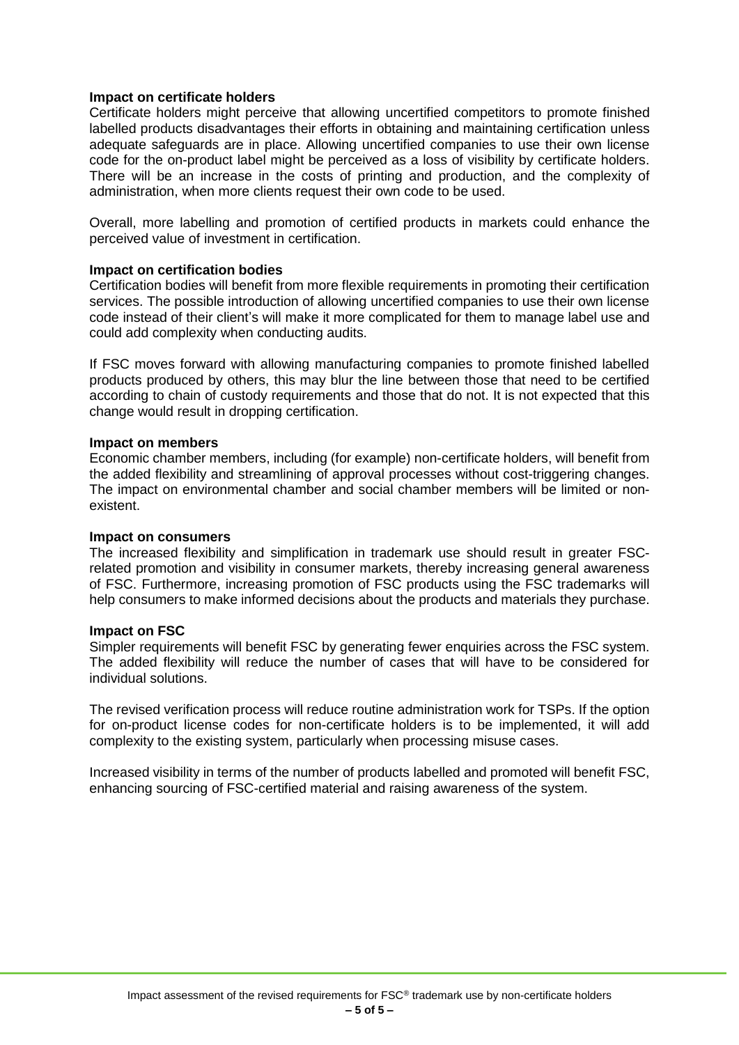**Impact on certificate holders**

Certificate holders might perceive that allowing uncertified competitors to promote finished labelled products disadvantages their efforts in obtaining and maintaining certification unless adequate safeguards are in place. Allowing uncertified companies to use their own license code for the on-product label might be perceived as a loss of visibility by certificate holders. There will be an increase in the costs of printing and production, and the complexity of administration, when more clients request their own code to be used.

Overall, more labelling and promotion of certified products in markets could enhance the perceived value of investment in certification.

**Impact on certification bodies**

Certification bodies will benefit from more flexible requirements in promoting their certification services. The possible introduction of allowing uncertified companies to use their own license code instead of their client's will make it more complicated for them to manage label use and could add complexity when conducting audits.

If FSC moves forward with allowing manufacturing companies to promote finished labelled products produced by others, this may blur the line between those that need to be certified according to chain of custody requirements and those that do not. It is not expected that this change would result in dropping certification.

**Impact on members**

Economic chamber members, including (for example) non-certificate holders, will benefit from the added flexibility and streamlining of approval processes without cost-triggering changes. The impact on environmental chamber and social chamber members will be limited or non-existent.

**Impact on consumers**

The increased flexibility and simplification in trademark use should result in greater FSC-related promotion and visibility in consumer markets, thereby increasing general awareness of FSC. Furthermore, increasing promotion of FSC products using the FSC trademarks will help consumers to make informed decisions about the products and materials they purchase.

**Impact on FSC**

Simpler requirements will benefit FSC by generating fewer enquiries across the FSC system. The added flexibility will reduce the number of cases that will have to be considered for individual solutions.

The revised verification process will reduce routine administration work for TSPs. If the option for on-product license codes for non-certificate holders is to be implemented, it will add complexity to the existing system, particularly when processing misuse cases.

Increased visibility in terms of the number of products labelled and promoted will benefit FSC, enhancing sourcing of FSC-certified material and raising awareness of the system.